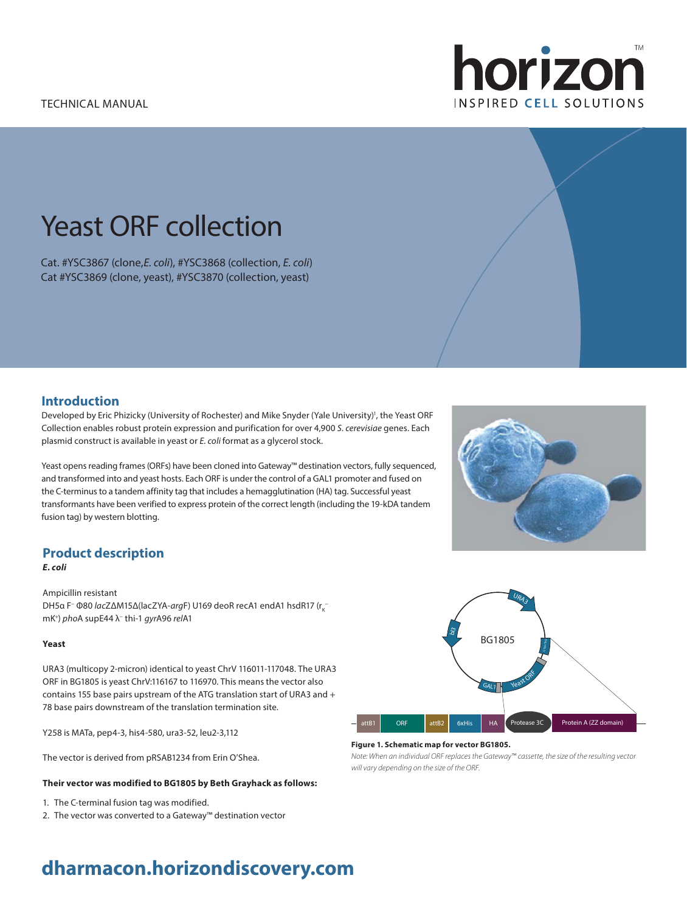TECHNICAL MANUAL

# Yeast ORF collection

Cat. #YSC3867 (clone, *E. coli*), #YSC3868 (collection, *E. coli*)
Cat #YSC3869 (clone, yeast), #YSC3870 (collection, yeast)

## Introduction

Developed by Eric Phizicky (University of Rochester) and Mike Snyder (Yale University)[1], the Yeast ORF Collection enables robust protein expression and purification for over 4,900 *S. cerevisiae* genes. Each plasmid construct is available in yeast or *E. coli* format as a glycerol stock.

Yeast opens reading frames (ORFs) have been cloned into Gateway™ destination vectors, fully sequenced, and transformed into and yeast hosts. Each ORF is under the control of a GAL1 promoter and fused on the C-terminus to a tandem affinity tag that includes a hemagglutination (HA) tag. Successful yeast transformants have been verified to express protein of the correct length (including the 19-kDA tandem fusion tag) by western blotting.

## Product description

***E. coli***

Ampicillin resistant
DH5α F⁻ Φ80 *lac*ZΔM15Δ(lacZYA-*arg*F) U169 deoR recA1 endA1 hsdR17 ($r_K^-$ $mK^+$) *pho*A supE44 λ⁻ thi-1 *gyr*A96 *rel*A1

**Yeast**

URA3 (multicopy 2-micron) identical to yeast ChrV 116011-117048. The URA3 ORF in BG1805 is yeast ChrV:116167 to 116970. This means the vector also contains 155 base pairs upstream of the ATG translation start of URA3 and + 78 base pairs downstream of the translation termination site.

Y258 is MATa, pep4-3, his4-580, ura3-52, leu2-3,112

The vector is derived from pRSAB1234 from Erin O'Shea.

**Their vector was modified to BG1805 by Beth Grayhack as follows:**

1. The C-terminal fusion tag was modified.
2. The vector was converted to a Gateway™ destination vector

BG1805 — URA3, bla, GAL1, Yeast ORF

attB1 | ORF | attB2 | 6xHis | HA | Protease 3C | Protein A (ZZ domain)

**Figure 1. Schematic map for vector BG1805.**

*Note: When an individual ORF replaces the Gateway™ cassette, the size of the resulting vector will vary depending on the size of the ORF.*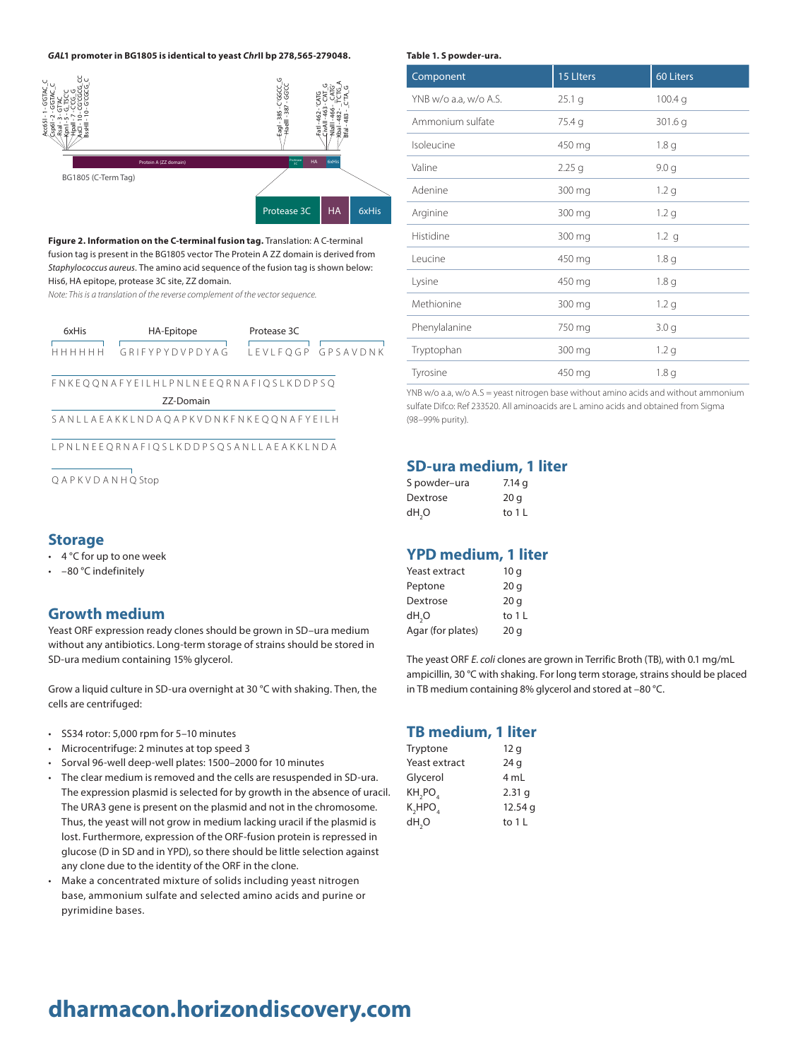***GAL*1 promoter in BG1805 is identical to yeast *Chr*II bp 278,565-279048.**

Acc65I - 1 - GGTAC_C
Csp6I - 2 - GGTAC_C
RsaI - 3 - GTAC
KpnI - 5 - G_TACC
HpaII - 7 - CCG_G
AclI - 10 - CGCCGCG_CC
BssHII - 10 - GCGCG_C
EagI - 385 - C'GGCC_G
HaeIII - 387 - GGCC
FatI - 462 - 'CATG
CviAII - 463 - CAT_G
NlaIII - 466 - _CATG'
XbaI - 482 - T'CTG_A
BfaI - 483 - _CTA_G

Protein A (ZZ domain) | Protease 3C | HA | 6xHis

BG1805 (C-Term Tag)

Protease 3C | HA | 6xHis

**Figure 2. Information on the C-terminal fusion tag.** Translation: A C-terminal fusion tag is present in the BG1805 vector The Protein A ZZ domain is derived from *Staphylococcus aureus*. The amino acid sequence of the fusion tag is shown below: His6, HA epitope, protease 3C site, ZZ domain.

*Note: This is a translation of the reverse complement of the vector sequence.*

6xHis — HA-Epitope — Protease 3C

H H H H H H &nbsp; G R I F Y P Y D V P D Y A G &nbsp; L E V L F Q G P &nbsp; G P S A V D N K

F N K E Q Q N A F Y E I L H L P N L N E E Q R N A F I Q S L K D D P S Q

ZZ-Domain

S A N L L A E A K K L N D A Q A P K V D N K F N K E Q Q N A F Y E I L H

L P N L N E E Q R N A F I Q S L K D D P S Q S A N L L A E A K K L N D A

Q A P K V D A N H Q Stop

## Storage

- 4 °C for up to one week
- −80 °C indefinitely

## Growth medium

Yeast ORF expression ready clones should be grown in SD–ura medium without any antibiotics. Long-term storage of strains should be stored in SD-ura medium containing 15% glycerol.

Grow a liquid culture in SD-ura overnight at 30 °C with shaking. Then, the cells are centrifuged:

- SS34 rotor: 5,000 rpm for 5–10 minutes
- Microcentrifuge: 2 minutes at top speed 3
- Sorval 96-well deep-well plates: 1500–2000 for 10 minutes
- The clear medium is removed and the cells are resuspended in SD-ura. The expression plasmid is selected for by growth in the absence of uracil. The URA3 gene is present on the plasmid and not in the chromosome. Thus, the yeast will not grow in medium lacking uracil if the plasmid is lost. Furthermore, expression of the ORF-fusion protein is repressed in glucose (D in SD and in YPD), so there should be little selection against any clone due to the identity of the ORF in the clone.
- Make a concentrated mixture of solids including yeast nitrogen base, ammonium sulfate and selected amino acids and purine or pyrimidine bases.

**Table 1. S powder-ura.**

| Component | 15 LIters | 60 Liters |
|---|---|---|
| YNB w/o a.a, w/o A.S. | 25.1 g | 100.4 g |
| Ammonium sulfate | 75.4 g | 301.6 g |
| Isoleucine | 450 mg | 1.8 g |
| Valine | 2.25 g | 9.0 g |
| Adenine | 300 mg | 1.2 g |
| Arginine | 300 mg | 1.2 g |
| Histidine | 300 mg | 1.2 g |
| Leucine | 450 mg | 1.8 g |
| Lysine | 450 mg | 1.8 g |
| Methionine | 300 mg | 1.2 g |
| Phenylalanine | 750 mg | 3.0 g |
| Tryptophan | 300 mg | 1.2 g |
| Tyrosine | 450 mg | 1.8 g |

YNB w/o a.a, w/o A.S = yeast nitrogen base without amino acids and without ammonium sulfate Difco: Ref 233520. All aminoacids are L amino acids and obtained from Sigma (98–99% purity).

## SD-ura medium, 1 liter

| | |
|---|---|
| S powder–ura | 7.14 g |
| Dextrose | 20 g |
| $dH_2O$ | to 1 L |

## YPD medium, 1 liter

| | |
|---|---|
| Yeast extract | 10 g |
| Peptone | 20 g |
| Dextrose | 20 g |
| $dH_2O$ | to 1 L |
| Agar (for plates) | 20 g |

The yeast ORF *E. coli* clones are grown in Terrific Broth (TB), with 0.1 mg/mL ampicillin, 30 °C with shaking. For long term storage, strains should be placed in TB medium containing 8% glycerol and stored at –80 °C.

## TB medium, 1 liter

| | |
|---|---|
| Tryptone | 12 g |
| Yeast extract | 24 g |
| Glycerol | 4 mL |
| $KH_2PO_4$ | 2.31 g |
| $K_2HPO_4$ | 12.54 g |
| $dH_2O$ | to 1 L |

**dharmacon.horizondiscovery.com**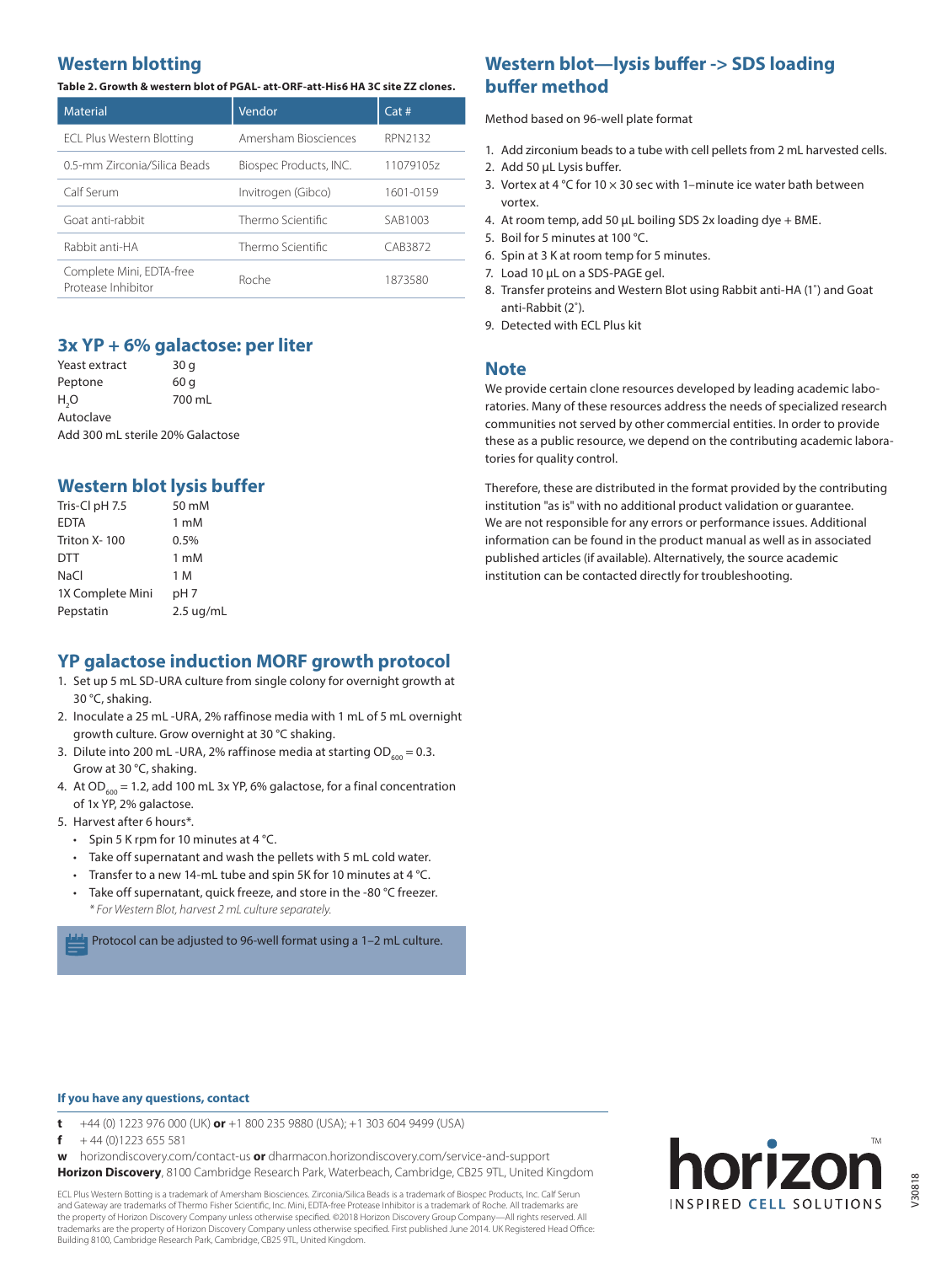## Western blotting

**Table 2. Growth & western blot of PGAL- att-ORF-att-His6 HA 3C site ZZ clones.**

| Material | Vendor | Cat # |
|---|---|---|
| ECL Plus Western Blotting | Amersham Biosciences | RPN2132 |
| 0.5-mm Zirconia/Silica Beads | Biospec Products, INC. | 11079105z |
| Calf Serum | Invitrogen (Gibco) | 1601-0159 |
| Goat anti-rabbit | Thermo Scientific | SAB1003 |
| Rabbit anti-HA | Thermo Scientific | CAB3872 |
| Complete Mini, EDTA-free Protease Inhibitor | Roche | 1873580 |

## 3x YP + 6% galactose: per liter

| | |
|---|---|
| Yeast extract | 30 g |
| Peptone | 60 g |
| $H_2O$ | 700 mL |

Autoclave

Add 300 mL sterile 20% Galactose

## Western blot lysis buffer

| | |
|---|---|
| Tris-Cl pH 7.5 | 50 mM |
| EDTA | 1 mM |
| Triton X- 100 | 0.5% |
| DTT | 1 mM |
| NaCl | 1 M |
| 1X Complete Mini | pH 7 |
| Pepstatin | 2.5 ug/mL |

## YP galactose induction MORF growth protocol

1. Set up 5 mL SD-URA culture from single colony for overnight growth at 30 °C, shaking.
2. Inoculate a 25 mL -URA, 2% raffinose media with 1 mL of 5 mL overnight growth culture. Grow overnight at 30 °C shaking.
3. Dilute into 200 mL -URA, 2% raffinose media at starting $OD_{600}$ = 0.3. Grow at 30 °C, shaking.
4. At $OD_{600}$ = 1.2, add 100 mL 3x YP, 6% galactose, for a final concentration of 1x YP, 2% galactose.
5. Harvest after 6 hours*.
   - Spin 5 K rpm for 10 minutes at 4 °C.
   - Take off supernatant and wash the pellets with 5 mL cold water.
   - Transfer to a new 14-mL tube and spin 5K for 10 minutes at 4 °C.
   - Take off supernatant, quick freeze, and store in the -80 °C freezer.

   *\* For Western Blot, harvest 2 mL culture separately.*

Protocol can be adjusted to 96-well format using a 1–2 mL culture.

## Western blot—lysis buffer -> SDS loading buffer method

Method based on 96-well plate format

1. Add zirconium beads to a tube with cell pellets from 2 mL harvested cells.
2. Add 50 µL Lysis buffer.
3. Vortex at 4 °C for 10 × 30 sec with 1–minute ice water bath between vortex.
4. At room temp, add 50 µL boiling SDS 2x loading dye + BME.
5. Boil for 5 minutes at 100 °C.
6. Spin at 3 K at room temp for 5 minutes.
7. Load 10 µL on a SDS-PAGE gel.
8. Transfer proteins and Western Blot using Rabbit anti-HA (1˚) and Goat anti-Rabbit (2˚).
9. Detected with ECL Plus kit

## Note

We provide certain clone resources developed by leading academic laboratories. Many of these resources address the needs of specialized research communities not served by other commercial entities. In order to provide these as a public resource, we depend on the contributing academic laboratories for quality control.

Therefore, these are distributed in the format provided by the contributing institution "as is" with no additional product validation or guarantee. We are not responsible for any errors or performance issues. Additional information can be found in the product manual as well as in associated published articles (if available). Alternatively, the source academic institution can be contacted directly for troubleshooting.

**If you have any questions, contact**

**t** +44 (0) 1223 976 000 (UK) **or** +1 800 235 9880 (USA); +1 303 604 9499 (USA)
**f** + 44 (0)1223 655 581
**w** horizondiscovery.com/contact-us **or** dharmacon.horizondiscovery.com/service-and-support
**Horizon Discovery**, 8100 Cambridge Research Park, Waterbeach, Cambridge, CB25 9TL, United Kingdom

ECL Plus Western Botting is a trademark of Amersham Biosciences. Zirconia/Silica Beads is a trademark of Biospec Products, Inc. Calf Serun and Gateway are trademarks of Thermo Fisher Scientific, Inc. Mini, EDTA-free Protease Inhibitor is a trademark of Roche. All trademarks are the property of Horizon Discovery Company unless otherwise specified. ©2018 Horizon Discovery Group Company—All rights reserved. All trademarks are the property of Horizon Discovery Company unless otherwise specified. First published June 2014. UK Registered Head Office: Building 8100, Cambridge Research Park, Cambridge, CB25 9TL, United Kingdom.

horizon™ INSPIRED CELL SOLUTIONS

V30818